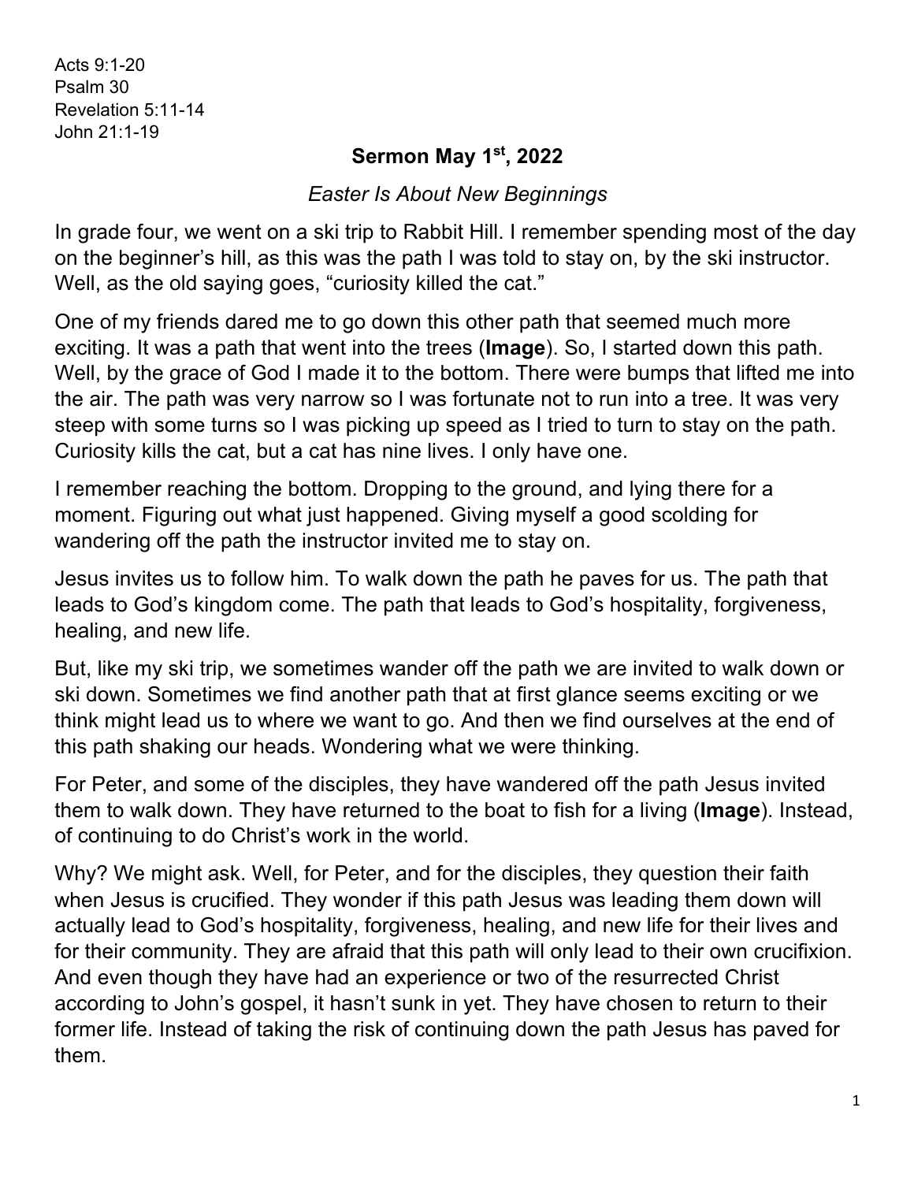Acts 9:1-20
Psalm 30
Revelation 5:11-14
John 21:1-19

## Sermon May 1st, 2022

*Easter Is About New Beginnings*

In grade four, we went on a ski trip to Rabbit Hill. I remember spending most of the day on the beginner's hill, as this was the path I was told to stay on, by the ski instructor. Well, as the old saying goes, "curiosity killed the cat."

One of my friends dared me to go down this other path that seemed much more exciting. It was a path that went into the trees (**Image**). So, I started down this path. Well, by the grace of God I made it to the bottom. There were bumps that lifted me into the air. The path was very narrow so I was fortunate not to run into a tree. It was very steep with some turns so I was picking up speed as I tried to turn to stay on the path. Curiosity kills the cat, but a cat has nine lives. I only have one.

I remember reaching the bottom. Dropping to the ground, and lying there for a moment. Figuring out what just happened. Giving myself a good scolding for wandering off the path the instructor invited me to stay on.

Jesus invites us to follow him. To walk down the path he paves for us. The path that leads to God's kingdom come. The path that leads to God's hospitality, forgiveness, healing, and new life.

But, like my ski trip, we sometimes wander off the path we are invited to walk down or ski down. Sometimes we find another path that at first glance seems exciting or we think might lead us to where we want to go. And then we find ourselves at the end of this path shaking our heads. Wondering what we were thinking.

For Peter, and some of the disciples, they have wandered off the path Jesus invited them to walk down. They have returned to the boat to fish for a living (**Image**). Instead, of continuing to do Christ's work in the world.

Why? We might ask. Well, for Peter, and for the disciples, they question their faith when Jesus is crucified. They wonder if this path Jesus was leading them down will actually lead to God's hospitality, forgiveness, healing, and new life for their lives and for their community. They are afraid that this path will only lead to their own crucifixion. And even though they have had an experience or two of the resurrected Christ according to John's gospel, it hasn't sunk in yet. They have chosen to return to their former life. Instead of taking the risk of continuing down the path Jesus has paved for them.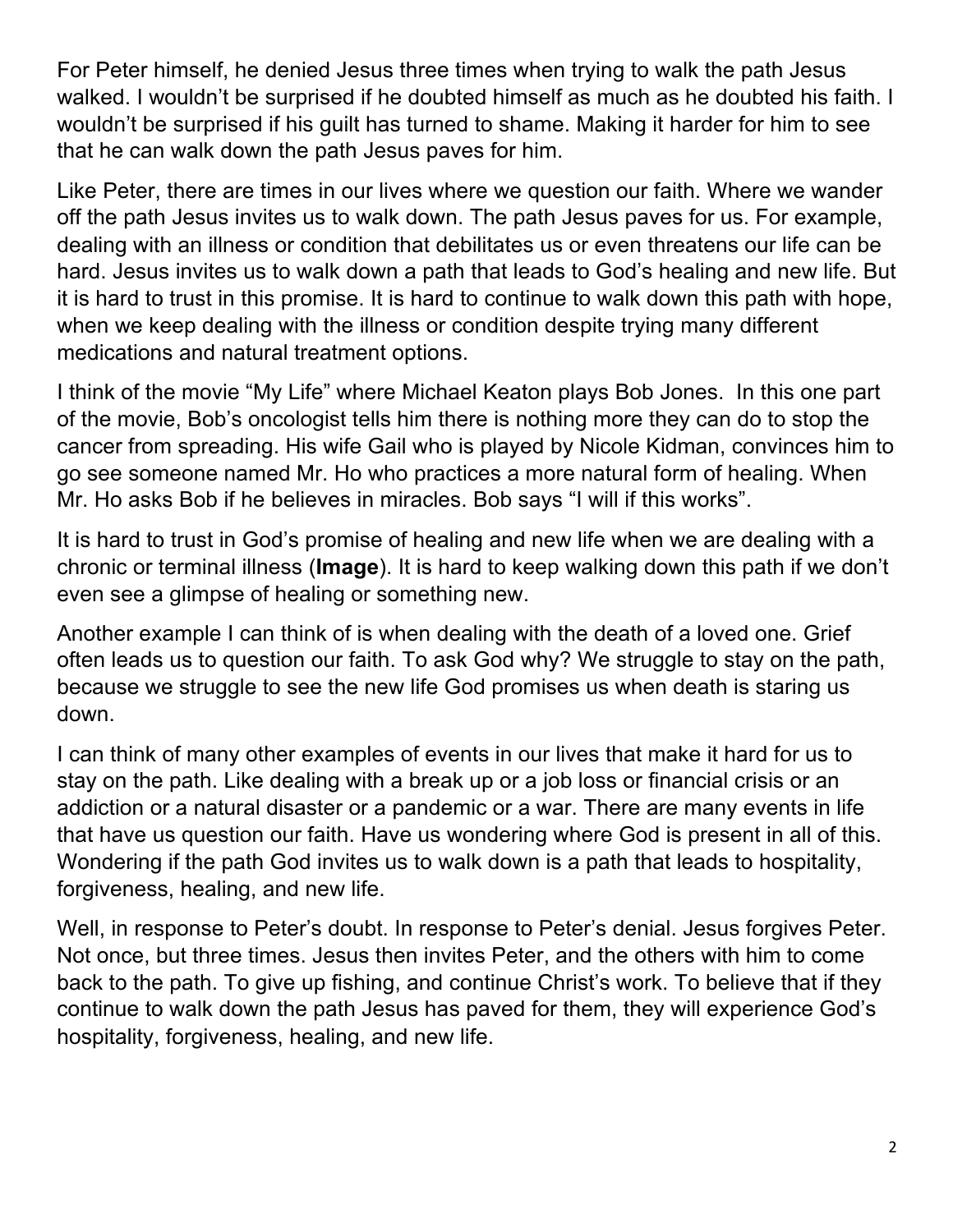For Peter himself, he denied Jesus three times when trying to walk the path Jesus walked. I wouldn't be surprised if he doubted himself as much as he doubted his faith. I wouldn't be surprised if his guilt has turned to shame. Making it harder for him to see that he can walk down the path Jesus paves for him.

Like Peter, there are times in our lives where we question our faith. Where we wander off the path Jesus invites us to walk down. The path Jesus paves for us. For example, dealing with an illness or condition that debilitates us or even threatens our life can be hard. Jesus invites us to walk down a path that leads to God's healing and new life. But it is hard to trust in this promise. It is hard to continue to walk down this path with hope, when we keep dealing with the illness or condition despite trying many different medications and natural treatment options.

I think of the movie "My Life" where Michael Keaton plays Bob Jones. In this one part of the movie, Bob's oncologist tells him there is nothing more they can do to stop the cancer from spreading. His wife Gail who is played by Nicole Kidman, convinces him to go see someone named Mr. Ho who practices a more natural form of healing. When Mr. Ho asks Bob if he believes in miracles. Bob says "I will if this works".

It is hard to trust in God's promise of healing and new life when we are dealing with a chronic or terminal illness (**Image**). It is hard to keep walking down this path if we don't even see a glimpse of healing or something new.

Another example I can think of is when dealing with the death of a loved one. Grief often leads us to question our faith. To ask God why? We struggle to stay on the path, because we struggle to see the new life God promises us when death is staring us down.

I can think of many other examples of events in our lives that make it hard for us to stay on the path. Like dealing with a break up or a job loss or financial crisis or an addiction or a natural disaster or a pandemic or a war. There are many events in life that have us question our faith. Have us wondering where God is present in all of this. Wondering if the path God invites us to walk down is a path that leads to hospitality, forgiveness, healing, and new life.

Well, in response to Peter's doubt. In response to Peter's denial. Jesus forgives Peter. Not once, but three times. Jesus then invites Peter, and the others with him to come back to the path. To give up fishing, and continue Christ's work. To believe that if they continue to walk down the path Jesus has paved for them, they will experience God's hospitality, forgiveness, healing, and new life.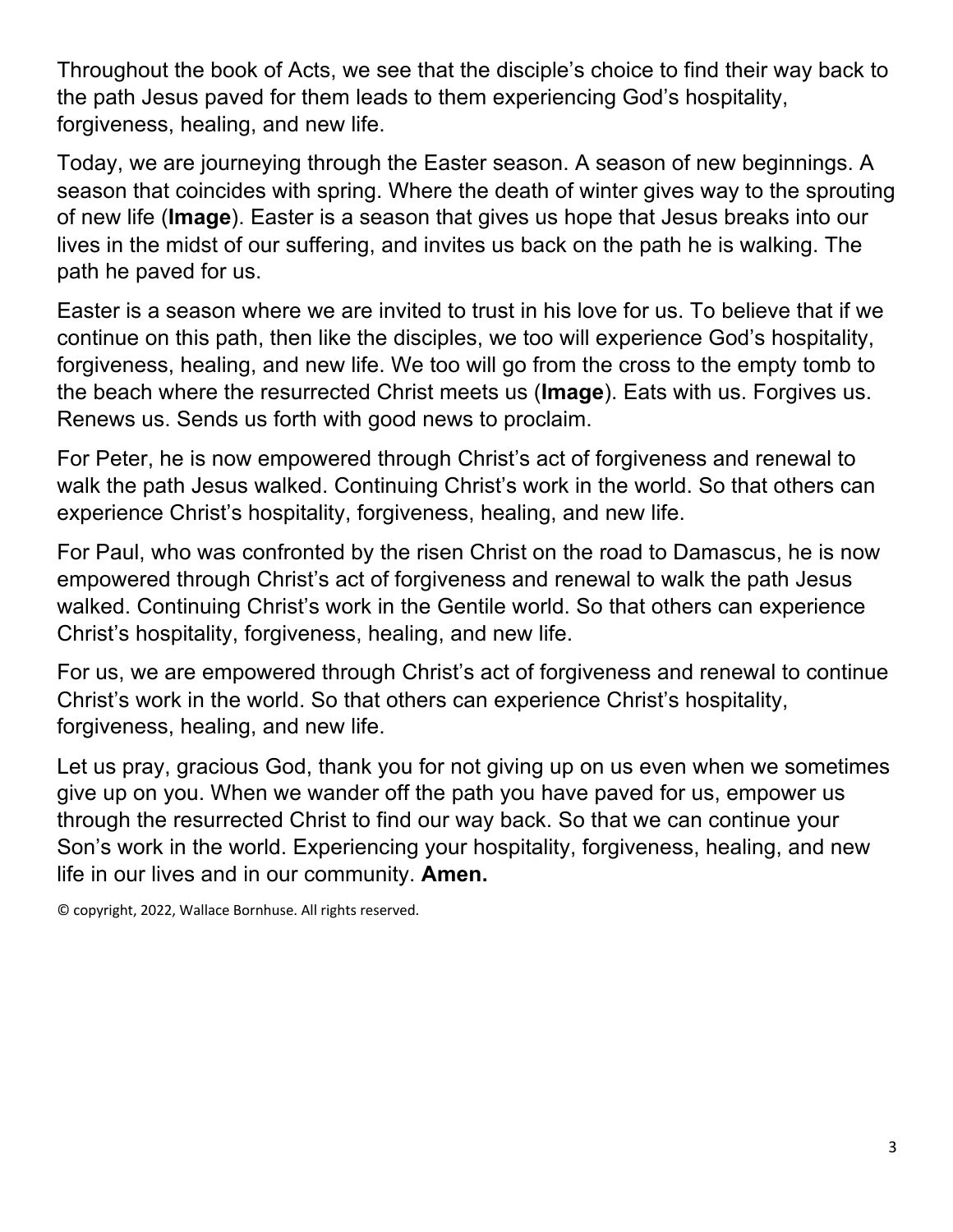Throughout the book of Acts, we see that the disciple's choice to find their way back to the path Jesus paved for them leads to them experiencing God's hospitality, forgiveness, healing, and new life.

Today, we are journeying through the Easter season. A season of new beginnings. A season that coincides with spring. Where the death of winter gives way to the sprouting of new life (**Image**). Easter is a season that gives us hope that Jesus breaks into our lives in the midst of our suffering, and invites us back on the path he is walking. The path he paved for us.

Easter is a season where we are invited to trust in his love for us. To believe that if we continue on this path, then like the disciples, we too will experience God's hospitality, forgiveness, healing, and new life. We too will go from the cross to the empty tomb to the beach where the resurrected Christ meets us (**Image**). Eats with us. Forgives us. Renews us. Sends us forth with good news to proclaim.

For Peter, he is now empowered through Christ's act of forgiveness and renewal to walk the path Jesus walked. Continuing Christ's work in the world. So that others can experience Christ's hospitality, forgiveness, healing, and new life.

For Paul, who was confronted by the risen Christ on the road to Damascus, he is now empowered through Christ's act of forgiveness and renewal to walk the path Jesus walked. Continuing Christ's work in the Gentile world. So that others can experience Christ's hospitality, forgiveness, healing, and new life.

For us, we are empowered through Christ's act of forgiveness and renewal to continue Christ's work in the world. So that others can experience Christ's hospitality, forgiveness, healing, and new life.

Let us pray, gracious God, thank you for not giving up on us even when we sometimes give up on you. When we wander off the path you have paved for us, empower us through the resurrected Christ to find our way back. So that we can continue your Son's work in the world. Experiencing your hospitality, forgiveness, healing, and new life in our lives and in our community. **Amen.**

© copyright, 2022, Wallace Bornhuse. All rights reserved.